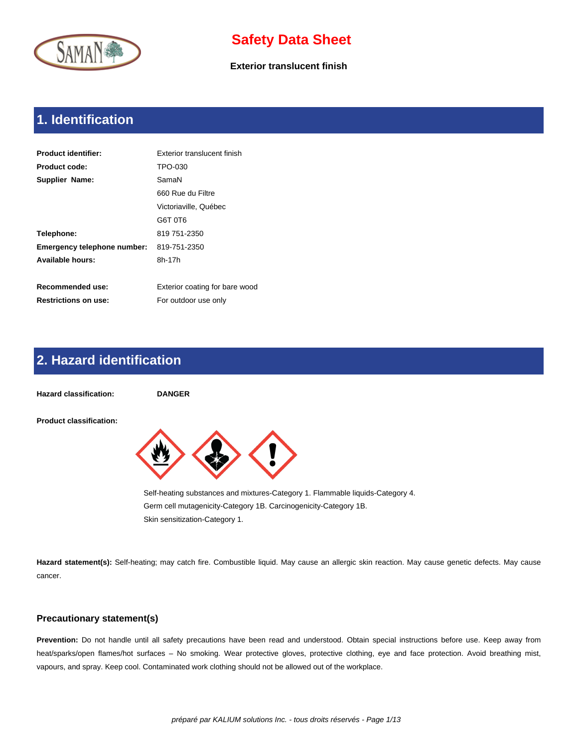# Safety Data Sheet

**Exterior translucent finish**

## 1. Identification

| | |
|---|---|
| **Product identifier:** | Exterior translucent finish |
| **Product code:** | TPO-030 |
| **Supplier Name:** | SamaN |
| | 660 Rue du Filtre |
| | Victoriaville, Québec |
| | G6T 0T6 |
| **Telephone:** | 819 751-2350 |
| **Emergency telephone number:** | 819-751-2350 |
| **Available hours:** | 8h-17h |
| **Recommended use:** | Exterior coating for bare wood |
| **Restrictions on use:** | For outdoor use only |

## 2. Hazard identification

**Hazard classification:** **DANGER**

**Product classification:**

Self-heating substances and mixtures-Category 1. Flammable liquids-Category 4.
Germ cell mutagenicity-Category 1B. Carcinogenicity-Category 1B.
Skin sensitization-Category 1.

**Hazard statement(s):** Self-heating; may catch fire. Combustible liquid. May cause an allergic skin reaction. May cause genetic defects. May cause cancer.

### Precautionary statement(s)

**Prevention:** Do not handle until all safety precautions have been read and understood. Obtain special instructions before use. Keep away from heat/sparks/open flames/hot surfaces – No smoking. Wear protective gloves, protective clothing, eye and face protection. Avoid breathing mist, vapours, and spray. Keep cool. Contaminated work clothing should not be allowed out of the workplace.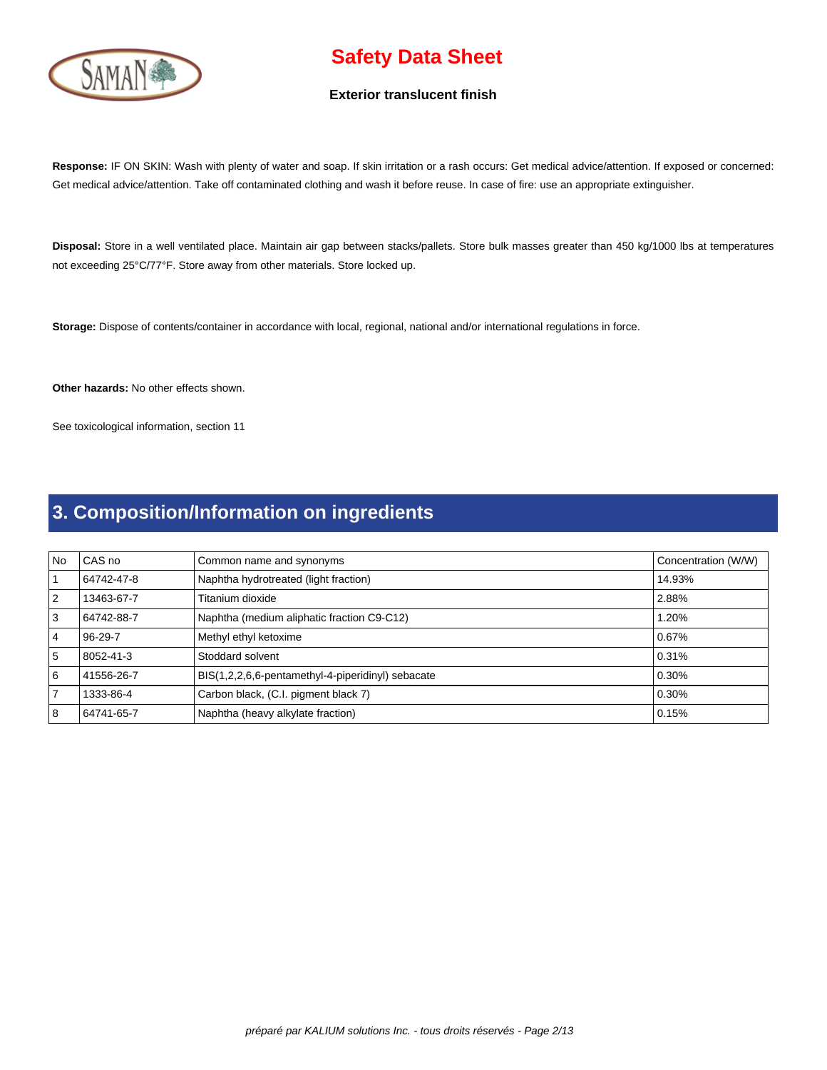**Response:** IF ON SKIN: Wash with plenty of water and soap. If skin irritation or a rash occurs: Get medical advice/attention. If exposed or concerned: Get medical advice/attention. Take off contaminated clothing and wash it before reuse. In case of fire: use an appropriate extinguisher.

**Disposal:** Store in a well ventilated place. Maintain air gap between stacks/pallets. Store bulk masses greater than 450 kg/1000 lbs at temperatures not exceeding 25°C/77°F. Store away from other materials. Store locked up.

**Storage:** Dispose of contents/container in accordance with local, regional, national and/or international regulations in force.

**Other hazards:** No other effects shown.

See toxicological information, section 11

## 3. Composition/Information on ingredients

| No | CAS no | Common name and synonyms | Concentration (W/W) |
|---|---|---|---|
| 1 | 64742-47-8 | Naphtha hydrotreated (light fraction) | 14.93% |
| 2 | 13463-67-7 | Titanium dioxide | 2.88% |
| 3 | 64742-88-7 | Naphtha (medium aliphatic fraction C9-C12) | 1.20% |
| 4 | 96-29-7 | Methyl ethyl ketoxime | 0.67% |
| 5 | 8052-41-3 | Stoddard solvent | 0.31% |
| 6 | 41556-26-7 | BIS(1,2,2,6,6-pentamethyl-4-piperidinyl) sebacate | 0.30% |
| 7 | 1333-86-4 | Carbon black, (C.I. pigment black 7) | 0.30% |
| 8 | 64741-65-7 | Naphtha (heavy alkylate fraction) | 0.15% |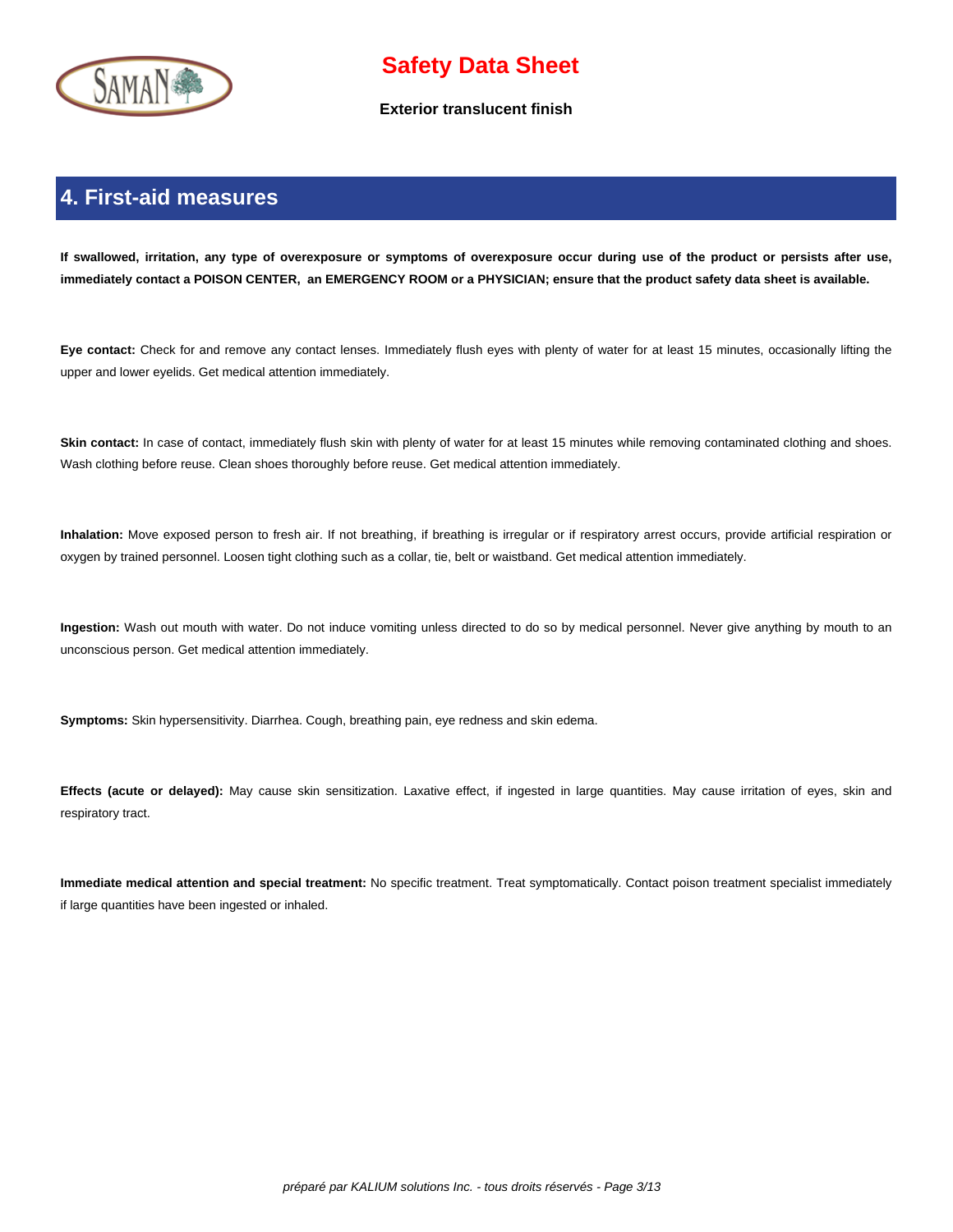## 4. First-aid measures

**If swallowed, irritation, any type of overexposure or symptoms of overexposure occur during use of the product or persists after use, immediately contact a POISON CENTER, an EMERGENCY ROOM or a PHYSICIAN; ensure that the product safety data sheet is available.**

**Eye contact:** Check for and remove any contact lenses. Immediately flush eyes with plenty of water for at least 15 minutes, occasionally lifting the upper and lower eyelids. Get medical attention immediately.

**Skin contact:** In case of contact, immediately flush skin with plenty of water for at least 15 minutes while removing contaminated clothing and shoes. Wash clothing before reuse. Clean shoes thoroughly before reuse. Get medical attention immediately.

**Inhalation:** Move exposed person to fresh air. If not breathing, if breathing is irregular or if respiratory arrest occurs, provide artificial respiration or oxygen by trained personnel. Loosen tight clothing such as a collar, tie, belt or waistband. Get medical attention immediately.

**Ingestion:** Wash out mouth with water. Do not induce vomiting unless directed to do so by medical personnel. Never give anything by mouth to an unconscious person. Get medical attention immediately.

**Symptoms:** Skin hypersensitivity. Diarrhea. Cough, breathing pain, eye redness and skin edema.

**Effects (acute or delayed):** May cause skin sensitization. Laxative effect, if ingested in large quantities. May cause irritation of eyes, skin and respiratory tract.

**Immediate medical attention and special treatment:** No specific treatment. Treat symptomatically. Contact poison treatment specialist immediately if large quantities have been ingested or inhaled.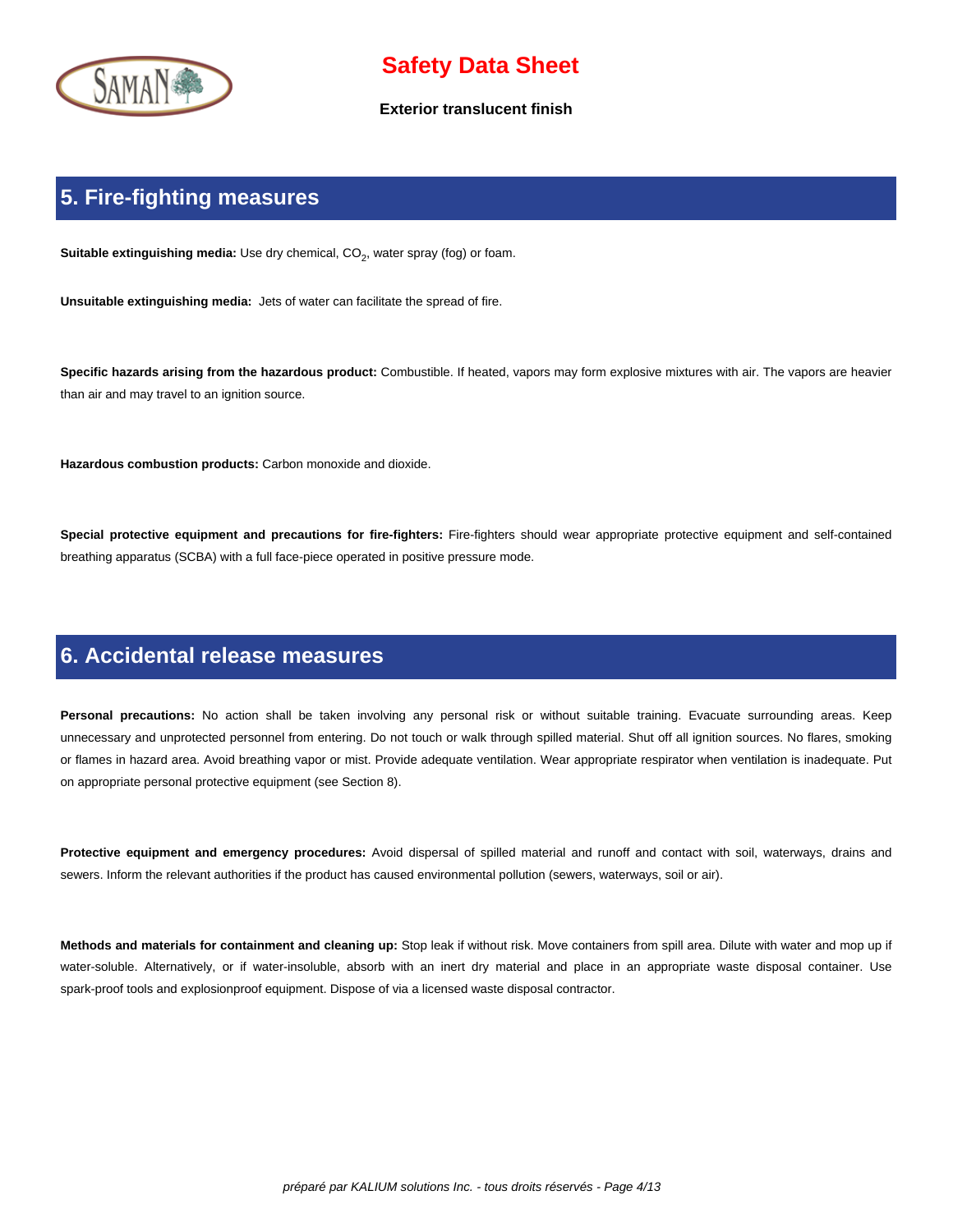## 5. Fire-fighting measures

**Suitable extinguishing media:** Use dry chemical, $CO_2$, water spray (fog) or foam.

**Unsuitable extinguishing media:** Jets of water can facilitate the spread of fire.

**Specific hazards arising from the hazardous product:** Combustible. If heated, vapors may form explosive mixtures with air. The vapors are heavier than air and may travel to an ignition source.

**Hazardous combustion products:** Carbon monoxide and dioxide.

**Special protective equipment and precautions for fire-fighters:** Fire-fighters should wear appropriate protective equipment and self-contained breathing apparatus (SCBA) with a full face-piece operated in positive pressure mode.

## 6. Accidental release measures

**Personal precautions:** No action shall be taken involving any personal risk or without suitable training. Evacuate surrounding areas. Keep unnecessary and unprotected personnel from entering. Do not touch or walk through spilled material. Shut off all ignition sources. No flares, smoking or flames in hazard area. Avoid breathing vapor or mist. Provide adequate ventilation. Wear appropriate respirator when ventilation is inadequate. Put on appropriate personal protective equipment (see Section 8).

**Protective equipment and emergency procedures:** Avoid dispersal of spilled material and runoff and contact with soil, waterways, drains and sewers. Inform the relevant authorities if the product has caused environmental pollution (sewers, waterways, soil or air).

**Methods and materials for containment and cleaning up:** Stop leak if without risk. Move containers from spill area. Dilute with water and mop up if water-soluble. Alternatively, or if water-insoluble, absorb with an inert dry material and place in an appropriate waste disposal container. Use spark-proof tools and explosionproof equipment. Dispose of via a licensed waste disposal contractor.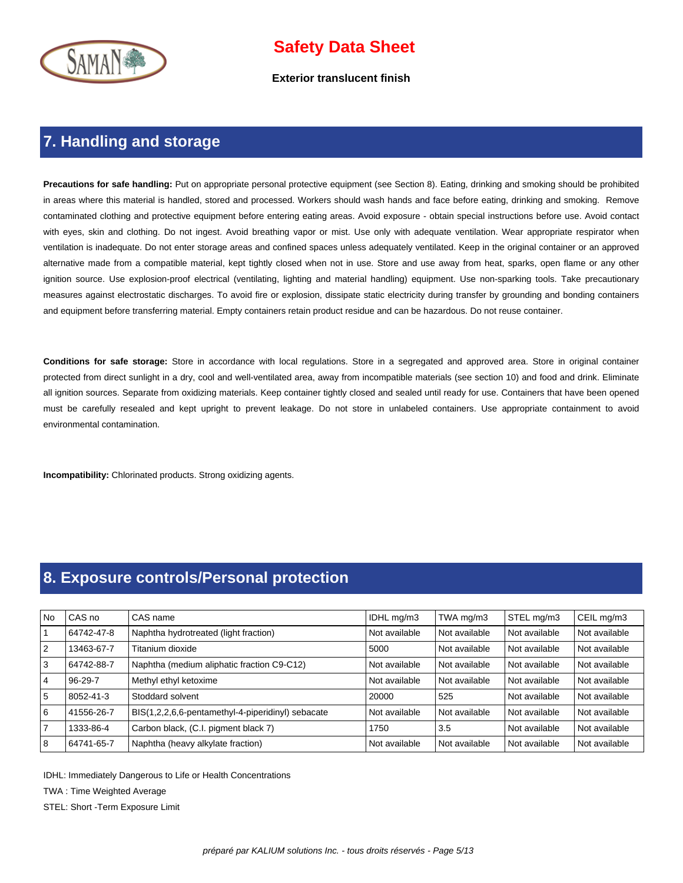## 7. Handling and storage

**Precautions for safe handling:** Put on appropriate personal protective equipment (see Section 8). Eating, drinking and smoking should be prohibited in areas where this material is handled, stored and processed. Workers should wash hands and face before eating, drinking and smoking. Remove contaminated clothing and protective equipment before entering eating areas. Avoid exposure - obtain special instructions before use. Avoid contact with eyes, skin and clothing. Do not ingest. Avoid breathing vapor or mist. Use only with adequate ventilation. Wear appropriate respirator when ventilation is inadequate. Do not enter storage areas and confined spaces unless adequately ventilated. Keep in the original container or an approved alternative made from a compatible material, kept tightly closed when not in use. Store and use away from heat, sparks, open flame or any other ignition source. Use explosion-proof electrical (ventilating, lighting and material handling) equipment. Use non-sparking tools. Take precautionary measures against electrostatic discharges. To avoid fire or explosion, dissipate static electricity during transfer by grounding and bonding containers and equipment before transferring material. Empty containers retain product residue and can be hazardous. Do not reuse container.

**Conditions for safe storage:** Store in accordance with local regulations. Store in a segregated and approved area. Store in original container protected from direct sunlight in a dry, cool and well-ventilated area, away from incompatible materials (see section 10) and food and drink. Eliminate all ignition sources. Separate from oxidizing materials. Keep container tightly closed and sealed until ready for use. Containers that have been opened must be carefully resealed and kept upright to prevent leakage. Do not store in unlabeled containers. Use appropriate containment to avoid environmental contamination.

**Incompatibility:** Chlorinated products. Strong oxidizing agents.

## 8. Exposure controls/Personal protection

| No | CAS no | CAS name | IDHL mg/m3 | TWA mg/m3 | STEL mg/m3 | CEIL mg/m3 |
|---|---|---|---|---|---|---|
| 1 | 64742-47-8 | Naphtha hydrotreated (light fraction) | Not available | Not available | Not available | Not available |
| 2 | 13463-67-7 | Titanium dioxide | 5000 | Not available | Not available | Not available |
| 3 | 64742-88-7 | Naphtha (medium aliphatic fraction C9-C12) | Not available | Not available | Not available | Not available |
| 4 | 96-29-7 | Methyl ethyl ketoxime | Not available | Not available | Not available | Not available |
| 5 | 8052-41-3 | Stoddard solvent | 20000 | 525 | Not available | Not available |
| 6 | 41556-26-7 | BIS(1,2,2,6,6-pentamethyl-4-piperidinyl) sebacate | Not available | Not available | Not available | Not available |
| 7 | 1333-86-4 | Carbon black, (C.I. pigment black 7) | 1750 | 3.5 | Not available | Not available |
| 8 | 64741-65-7 | Naphtha (heavy alkylate fraction) | Not available | Not available | Not available | Not available |

IDHL: Immediately Dangerous to Life or Health Concentrations

TWA : Time Weighted Average

STEL: Short -Term Exposure Limit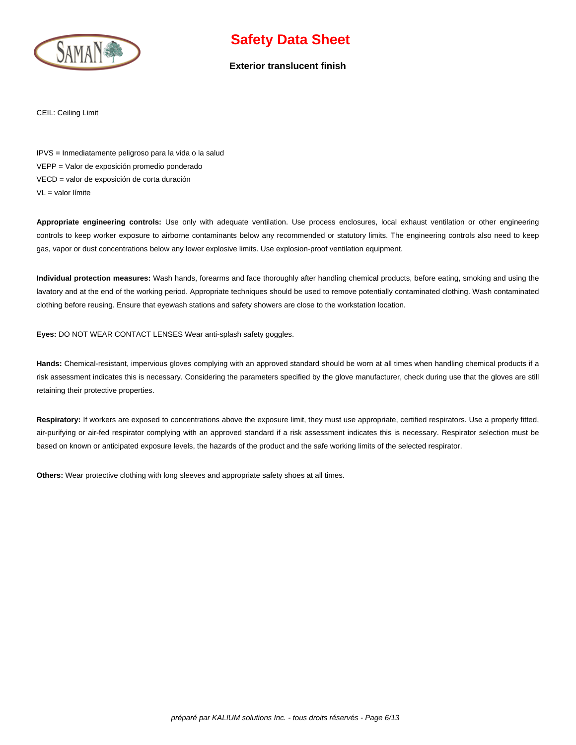CEIL: Ceiling Limit

IPVS = Inmediatamente peligroso para la vida o la salud
VEPP = Valor de exposición promedio ponderado
VECD = valor de exposición de corta duración
VL = valor límite

**Appropriate engineering controls:** Use only with adequate ventilation. Use process enclosures, local exhaust ventilation or other engineering controls to keep worker exposure to airborne contaminants below any recommended or statutory limits. The engineering controls also need to keep gas, vapor or dust concentrations below any lower explosive limits. Use explosion-proof ventilation equipment.

**Individual protection measures:** Wash hands, forearms and face thoroughly after handling chemical products, before eating, smoking and using the lavatory and at the end of the working period. Appropriate techniques should be used to remove potentially contaminated clothing. Wash contaminated clothing before reusing. Ensure that eyewash stations and safety showers are close to the workstation location.

**Eyes:** DO NOT WEAR CONTACT LENSES Wear anti-splash safety goggles.

**Hands:** Chemical-resistant, impervious gloves complying with an approved standard should be worn at all times when handling chemical products if a risk assessment indicates this is necessary. Considering the parameters specified by the glove manufacturer, check during use that the gloves are still retaining their protective properties.

**Respiratory:** If workers are exposed to concentrations above the exposure limit, they must use appropriate, certified respirators. Use a properly fitted, air-purifying or air-fed respirator complying with an approved standard if a risk assessment indicates this is necessary. Respirator selection must be based on known or anticipated exposure levels, the hazards of the product and the safe working limits of the selected respirator.

**Others:** Wear protective clothing with long sleeves and appropriate safety shoes at all times.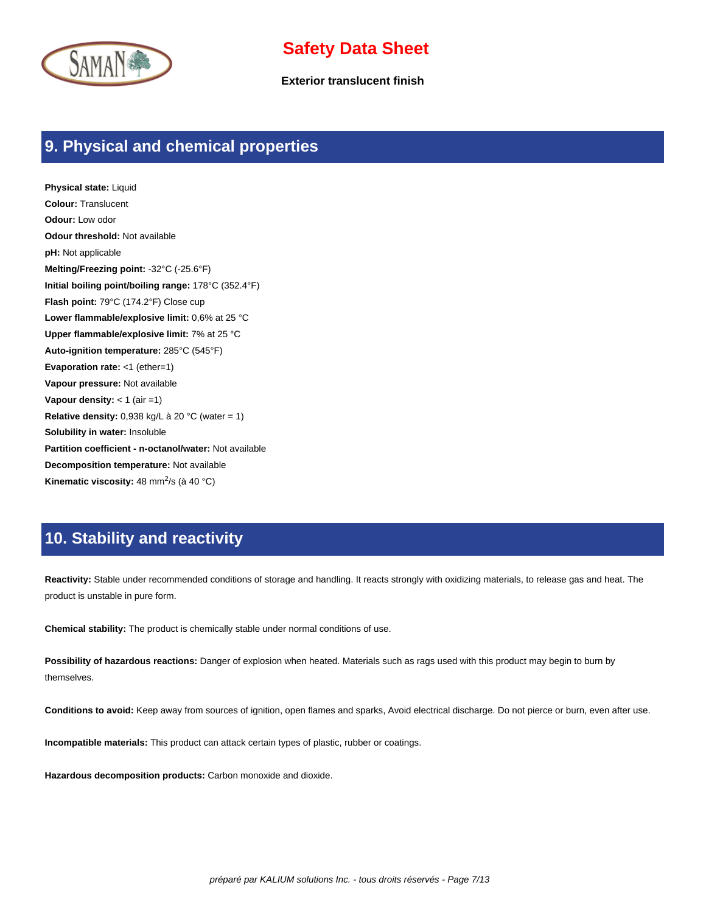## 9. Physical and chemical properties

**Physical state:** Liquid
**Colour:** Translucent
**Odour:** Low odor
**Odour threshold:** Not available
**pH:** Not applicable
**Melting/Freezing point:** -32°C (-25.6°F)
**Initial boiling point/boiling range:** 178°C (352.4°F)
**Flash point:** 79°C (174.2°F) Close cup
**Lower flammable/explosive limit:** 0,6% at 25 °C
**Upper flammable/explosive limit:** 7% at 25 °C
**Auto-ignition temperature:** 285°C (545°F)
**Evaporation rate:** <1 (ether=1)
**Vapour pressure:** Not available
**Vapour density:** < 1 (air =1)
**Relative density:** 0,938 kg/L à 20 °C (water = 1)
**Solubility in water:** Insoluble
**Partition coefficient - n-octanol/water:** Not available
**Decomposition temperature:** Not available
**Kinematic viscosity:** 48 $mm^2/s$ (à 40 °C)

## 10. Stability and reactivity

**Reactivity:** Stable under recommended conditions of storage and handling. It reacts strongly with oxidizing materials, to release gas and heat. The product is unstable in pure form.

**Chemical stability:** The product is chemically stable under normal conditions of use.

**Possibility of hazardous reactions:** Danger of explosion when heated. Materials such as rags used with this product may begin to burn by themselves.

**Conditions to avoid:** Keep away from sources of ignition, open flames and sparks, Avoid electrical discharge. Do not pierce or burn, even after use.

**Incompatible materials:** This product can attack certain types of plastic, rubber or coatings.

**Hazardous decomposition products:** Carbon monoxide and dioxide.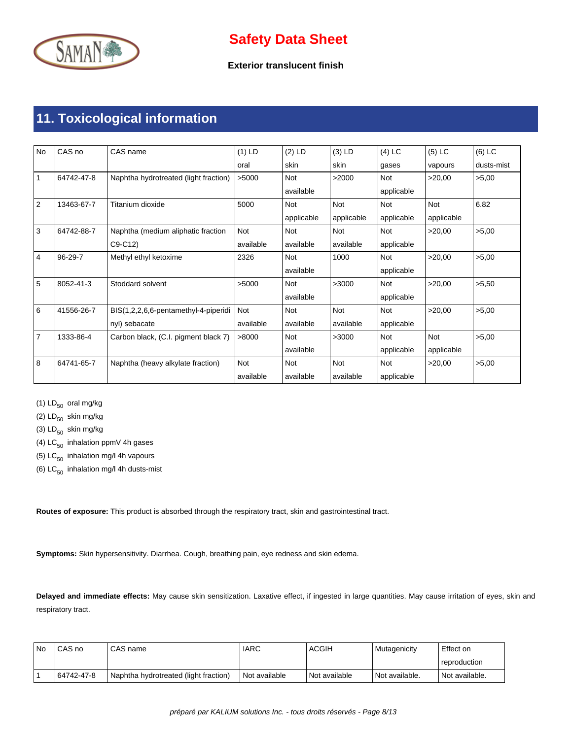# Safety Data Sheet

**Exterior translucent finish**

## 11. Toxicological information

| No | CAS no | CAS name | (1) LD oral | (2) LD skin | (3) LD skin | (4) LC gases | (5) LC vapours | (6) LC dusts-mist |
|---|---|---|---|---|---|---|---|---|
| 1 | 64742-47-8 | Naphtha hydrotreated (light fraction) | >5000 | Not available | >2000 | Not applicable | >20,00 | >5,00 |
| 2 | 13463-67-7 | Titanium dioxide | 5000 | Not applicable | Not applicable | Not applicable | Not applicable | 6.82 |
| 3 | 64742-88-7 | Naphtha (medium aliphatic fraction C9-C12) | Not available | Not available | Not available | Not applicable | >20,00 | >5,00 |
| 4 | 96-29-7 | Methyl ethyl ketoxime | 2326 | Not available | 1000 | Not applicable | >20,00 | >5,00 |
| 5 | 8052-41-3 | Stoddard solvent | >5000 | Not available | >3000 | Not applicable | >20,00 | >5,50 |
| 6 | 41556-26-7 | BIS(1,2,2,6,6-pentamethyl-4-piperidinyl) sebacate | Not available | Not available | Not available | Not applicable | >20,00 | >5,00 |
| 7 | 1333-86-4 | Carbon black, (C.I. pigment black 7) | >8000 | Not available | >3000 | Not applicable | Not applicable | >5,00 |
| 8 | 64741-65-7 | Naphtha (heavy alkylate fraction) | Not available | Not available | Not available | Not applicable | >20,00 | >5,00 |

(1) $LD_{50}$ oral mg/kg

(2) $LD_{50}$ skin mg/kg

(3) $LD_{50}$ skin mg/kg

(4) $LC_{50}$ inhalation ppmV 4h gases

(5) $LC_{50}$ inhalation mg/l 4h vapours

(6) $LC_{50}$ inhalation mg/l 4h dusts-mist

**Routes of exposure:** This product is absorbed through the respiratory tract, skin and gastrointestinal tract.

**Symptoms:** Skin hypersensitivity. Diarrhea. Cough, breathing pain, eye redness and skin edema.

**Delayed and immediate effects:** May cause skin sensitization. Laxative effect, if ingested in large quantities. May cause irritation of eyes, skin and respiratory tract.

| No | CAS no | CAS name | IARC | ACGIH | Mutagenicity | Effect on reproduction |
|---|---|---|---|---|---|---|
| 1 | 64742-47-8 | Naphtha hydrotreated (light fraction) | Not available | Not available | Not available. | Not available. |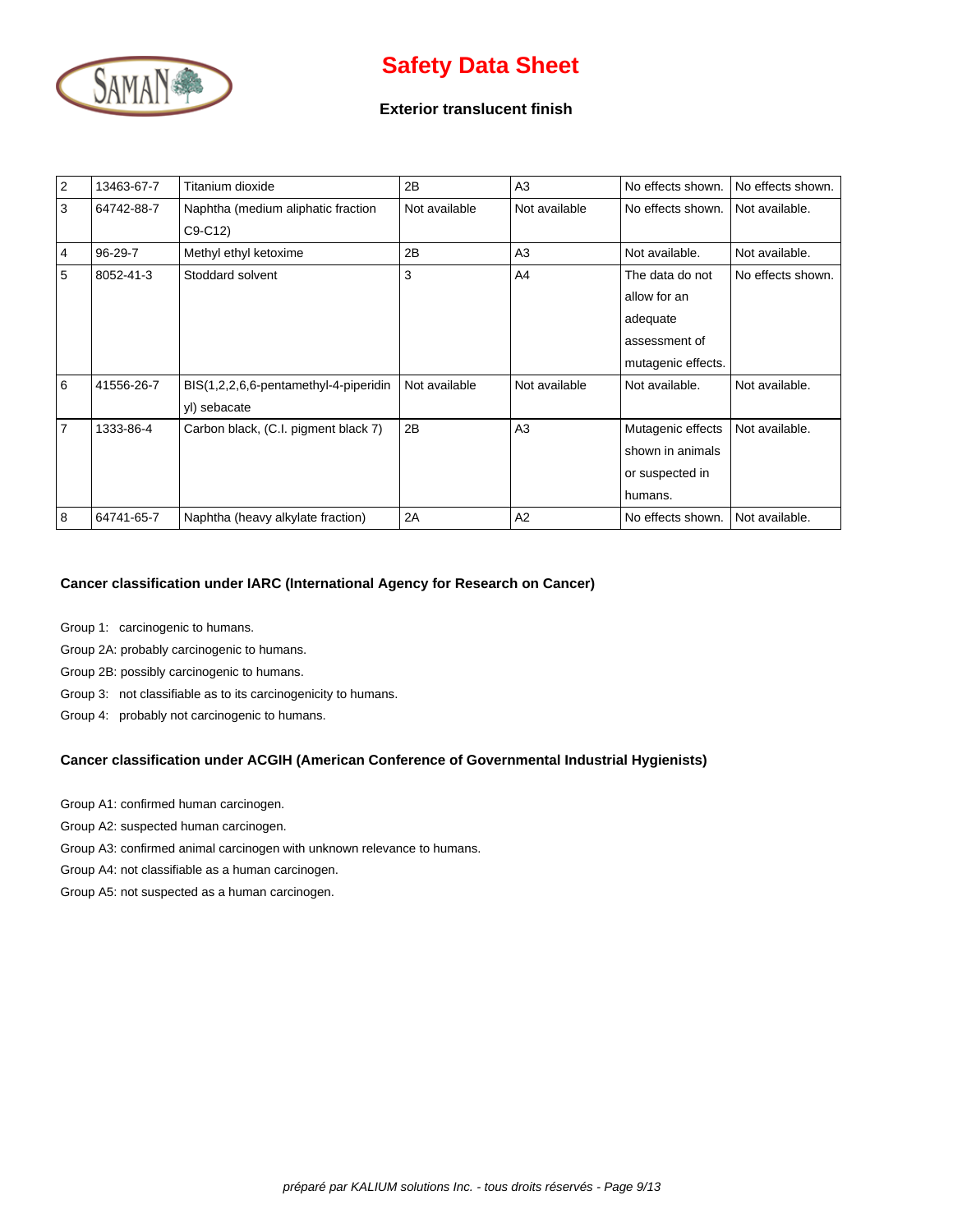| | | | | | | |
|---|---|---|---|---|---|---|
| 2 | 13463-67-7 | Titanium dioxide | 2B | A3 | No effects shown. | No effects shown. |
| 3 | 64742-88-7 | Naphtha (medium aliphatic fraction C9-C12) | Not available | Not available | No effects shown. | Not available. |
| 4 | 96-29-7 | Methyl ethyl ketoxime | 2B | A3 | Not available. | Not available. |
| 5 | 8052-41-3 | Stoddard solvent | 3 | A4 | The data do not allow for an adequate assessment of mutagenic effects. | No effects shown. |
| 6 | 41556-26-7 | BIS(1,2,2,6,6-pentamethyl-4-piperidinyl) sebacate | Not available | Not available | Not available. | Not available. |
| 7 | 1333-86-4 | Carbon black, (C.I. pigment black 7) | 2B | A3 | Mutagenic effects shown in animals or suspected in humans. | Not available. |
| 8 | 64741-65-7 | Naphtha (heavy alkylate fraction) | 2A | A2 | No effects shown. | Not available. |

### Cancer classification under IARC (International Agency for Research on Cancer)

Group 1: carcinogenic to humans.

Group 2A: probably carcinogenic to humans.

Group 2B: possibly carcinogenic to humans.

Group 3: not classifiable as to its carcinogenicity to humans.

Group 4: probably not carcinogenic to humans.

### Cancer classification under ACGIH (American Conference of Governmental Industrial Hygienists)

Group A1: confirmed human carcinogen.

Group A2: suspected human carcinogen.

Group A3: confirmed animal carcinogen with unknown relevance to humans.

Group A4: not classifiable as a human carcinogen.

Group A5: not suspected as a human carcinogen.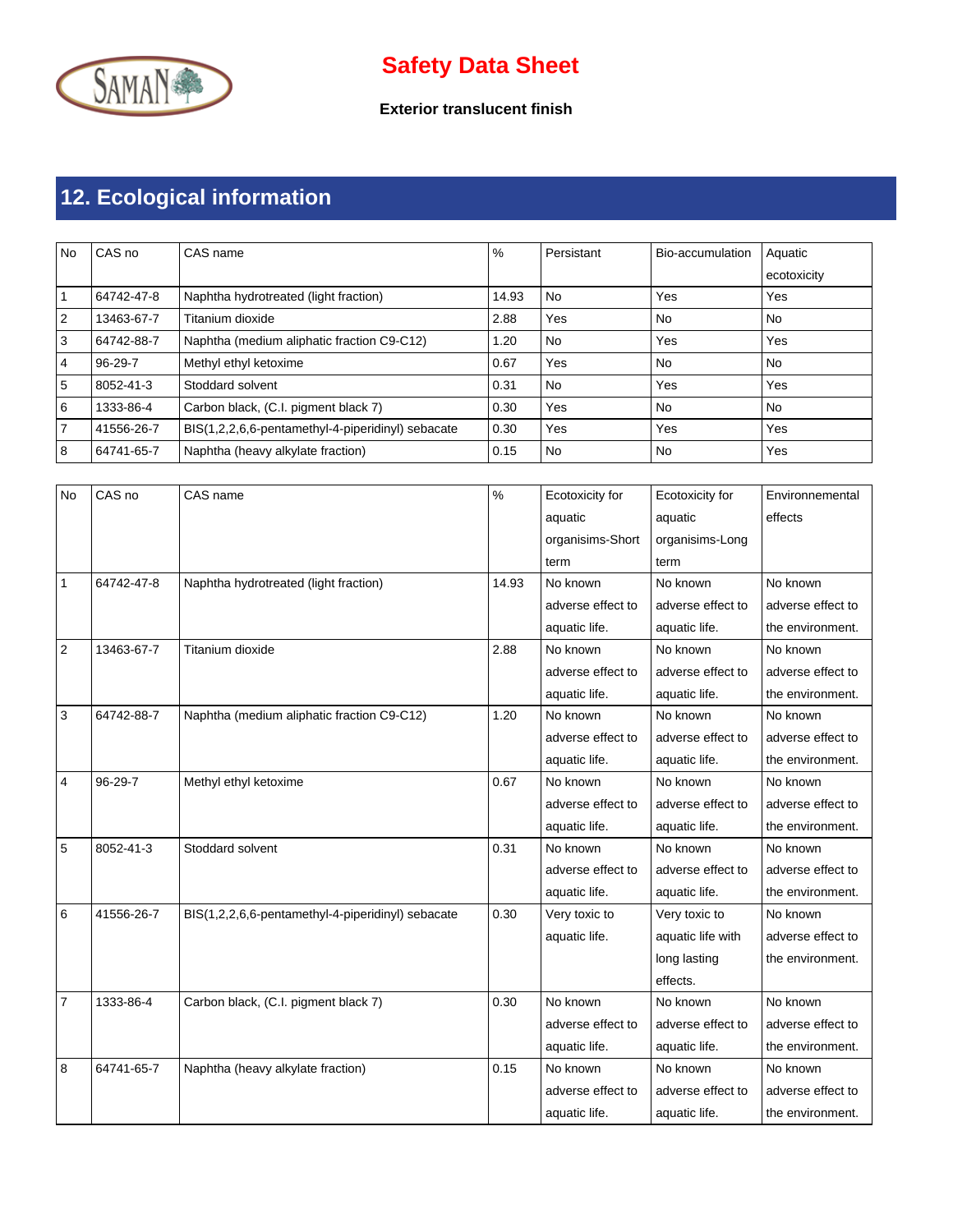# Safety Data Sheet

**Exterior translucent finish**

## 12. Ecological information

| No | CAS no | CAS name | % | Persistant | Bio-accumulation | Aquatic ecotoxicity |
|---|---|---|---|---|---|---|
| 1 | 64742-47-8 | Naphtha hydrotreated (light fraction) | 14.93 | No | Yes | Yes |
| 2 | 13463-67-7 | Titanium dioxide | 2.88 | Yes | No | No |
| 3 | 64742-88-7 | Naphtha (medium aliphatic fraction C9-C12) | 1.20 | No | Yes | Yes |
| 4 | 96-29-7 | Methyl ethyl ketoxime | 0.67 | Yes | No | No |
| 5 | 8052-41-3 | Stoddard solvent | 0.31 | No | Yes | Yes |
| 6 | 1333-86-4 | Carbon black, (C.I. pigment black 7) | 0.30 | Yes | No | No |
| 7 | 41556-26-7 | BIS(1,2,2,6,6-pentamethyl-4-piperidinyl) sebacate | 0.30 | Yes | Yes | Yes |
| 8 | 64741-65-7 | Naphtha (heavy alkylate fraction) | 0.15 | No | No | Yes |

| No | CAS no | CAS name | % | Ecotoxicity for aquatic organisims-Short term | Ecotoxicity for aquatic organisims-Long term | Environnemental effects |
|---|---|---|---|---|---|---|
| 1 | 64742-47-8 | Naphtha hydrotreated (light fraction) | 14.93 | No known adverse effect to aquatic life. | No known adverse effect to aquatic life. | No known adverse effect to the environment. |
| 2 | 13463-67-7 | Titanium dioxide | 2.88 | No known adverse effect to aquatic life. | No known adverse effect to aquatic life. | No known adverse effect to the environment. |
| 3 | 64742-88-7 | Naphtha (medium aliphatic fraction C9-C12) | 1.20 | No known adverse effect to aquatic life. | No known adverse effect to aquatic life. | No known adverse effect to the environment. |
| 4 | 96-29-7 | Methyl ethyl ketoxime | 0.67 | No known adverse effect to aquatic life. | No known adverse effect to aquatic life. | No known adverse effect to the environment. |
| 5 | 8052-41-3 | Stoddard solvent | 0.31 | No known adverse effect to aquatic life. | No known adverse effect to aquatic life. | No known adverse effect to the environment. |
| 6 | 41556-26-7 | BIS(1,2,2,6,6-pentamethyl-4-piperidinyl) sebacate | 0.30 | Very toxic to aquatic life. | Very toxic to aquatic life with long lasting effects. | No known adverse effect to the environment. |
| 7 | 1333-86-4 | Carbon black, (C.I. pigment black 7) | 0.30 | No known adverse effect to aquatic life. | No known adverse effect to aquatic life. | No known adverse effect to the environment. |
| 8 | 64741-65-7 | Naphtha (heavy alkylate fraction) | 0.15 | No known adverse effect to aquatic life. | No known adverse effect to aquatic life. | No known adverse effect to the environment. |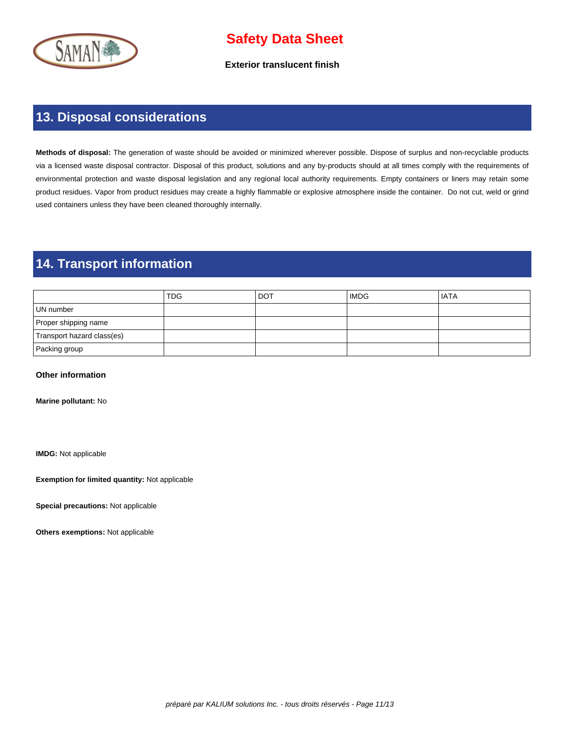# Safety Data Sheet

**Exterior translucent finish**

## 13. Disposal considerations

**Methods of disposal:** The generation of waste should be avoided or minimized wherever possible. Dispose of surplus and non-recyclable products via a licensed waste disposal contractor. Disposal of this product, solutions and any by-products should at all times comply with the requirements of environmental protection and waste disposal legislation and any regional local authority requirements. Empty containers or liners may retain some product residues. Vapor from product residues may create a highly flammable or explosive atmosphere inside the container. Do not cut, weld or grind used containers unless they have been cleaned thoroughly internally.

## 14. Transport information

| | TDG | DOT | IMDG | IATA |
|---|---|---|---|---|
| UN number | | | | |
| Proper shipping name | | | | |
| Transport hazard class(es) | | | | |
| Packing group | | | | |

**Other information**

**Marine pollutant:** No

**IMDG:** Not applicable

**Exemption for limited quantity:** Not applicable

**Special precautions:** Not applicable

**Others exemptions:** Not applicable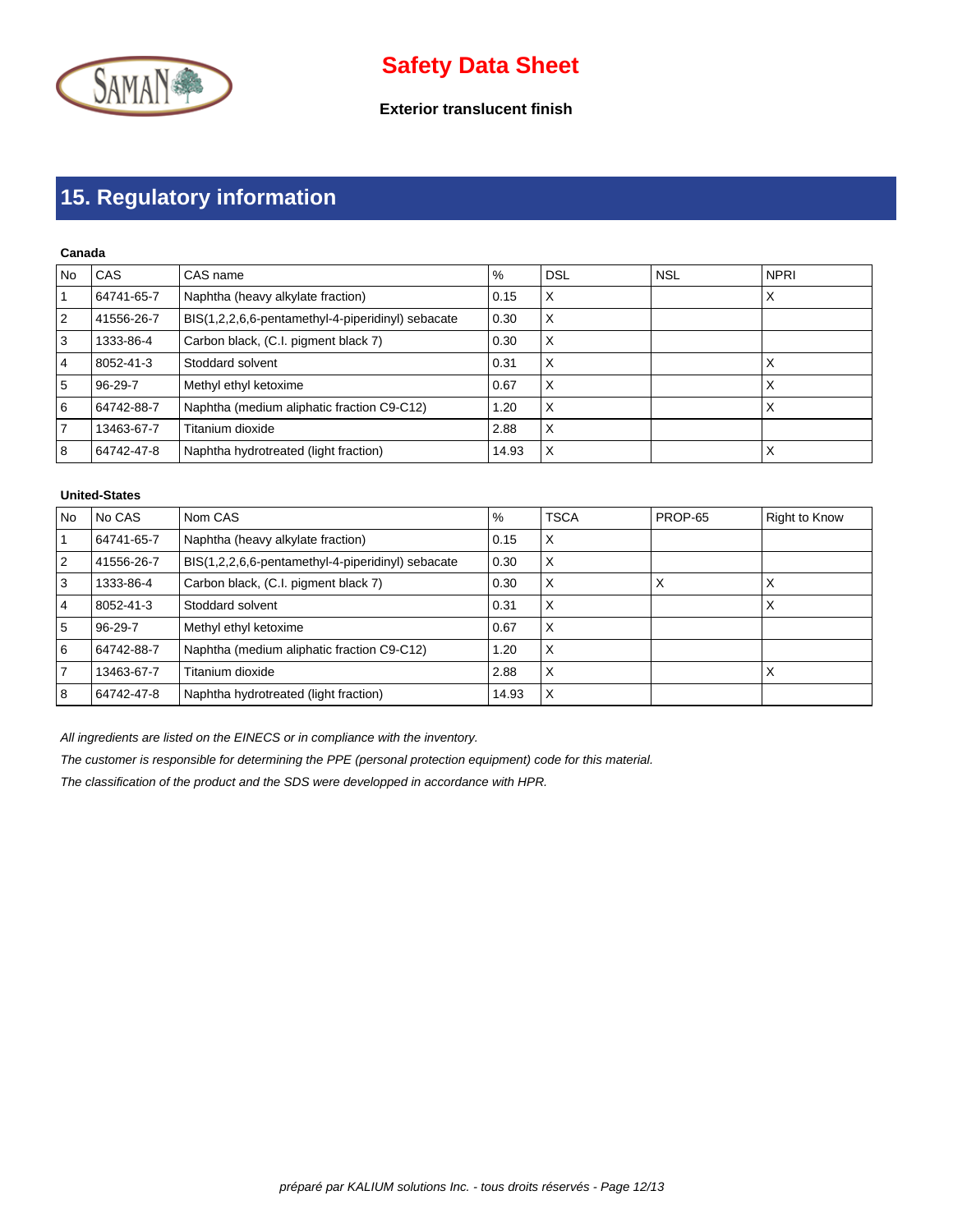## 15. Regulatory information

**Canada**

| No | CAS | CAS name | % | DSL | NSL | NPRI |
|---|---|---|---|---|---|---|
| 1 | 64741-65-7 | Naphtha (heavy alkylate fraction) | 0.15 | X | | X |
| 2 | 41556-26-7 | BIS(1,2,2,6,6-pentamethyl-4-piperidinyl) sebacate | 0.30 | X | | |
| 3 | 1333-86-4 | Carbon black, (C.I. pigment black 7) | 0.30 | X | | |
| 4 | 8052-41-3 | Stoddard solvent | 0.31 | X | | X |
| 5 | 96-29-7 | Methyl ethyl ketoxime | 0.67 | X | | X |
| 6 | 64742-88-7 | Naphtha (medium aliphatic fraction C9-C12) | 1.20 | X | | X |
| 7 | 13463-67-7 | Titanium dioxide | 2.88 | X | | |
| 8 | 64742-47-8 | Naphtha hydrotreated (light fraction) | 14.93 | X | | X |

**United-States**

| No | No CAS | Nom CAS | % | TSCA | PROP-65 | Right to Know |
|---|---|---|---|---|---|---|
| 1 | 64741-65-7 | Naphtha (heavy alkylate fraction) | 0.15 | X | | |
| 2 | 41556-26-7 | BIS(1,2,2,6,6-pentamethyl-4-piperidinyl) sebacate | 0.30 | X | | |
| 3 | 1333-86-4 | Carbon black, (C.I. pigment black 7) | 0.30 | X | X | X |
| 4 | 8052-41-3 | Stoddard solvent | 0.31 | X | | X |
| 5 | 96-29-7 | Methyl ethyl ketoxime | 0.67 | X | | |
| 6 | 64742-88-7 | Naphtha (medium aliphatic fraction C9-C12) | 1.20 | X | | |
| 7 | 13463-67-7 | Titanium dioxide | 2.88 | X | | X |
| 8 | 64742-47-8 | Naphtha hydrotreated (light fraction) | 14.93 | X | | |

*All ingredients are listed on the EINECS or in compliance with the inventory.*

*The customer is responsible for determining the PPE (personal protection equipment) code for this material.*

*The classification of the product and the SDS were developped in accordance with HPR.*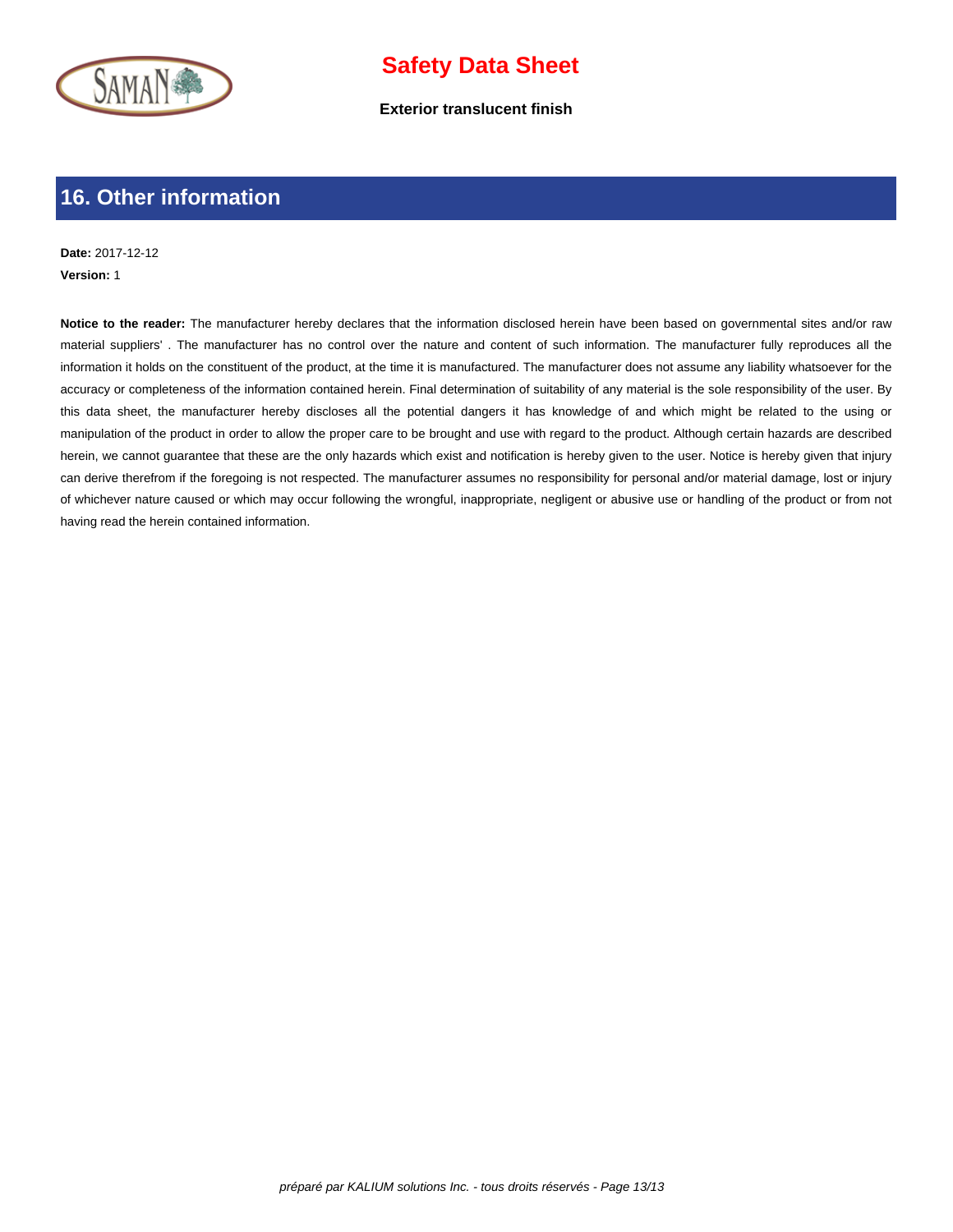## 16. Other information

**Date:** 2017-12-12

**Version:** 1

**Notice to the reader:** The manufacturer hereby declares that the information disclosed herein have been based on governmental sites and/or raw material suppliers' . The manufacturer has no control over the nature and content of such information. The manufacturer fully reproduces all the information it holds on the constituent of the product, at the time it is manufactured. The manufacturer does not assume any liability whatsoever for the accuracy or completeness of the information contained herein. Final determination of suitability of any material is the sole responsibility of the user. By this data sheet, the manufacturer hereby discloses all the potential dangers it has knowledge of and which might be related to the using or manipulation of the product in order to allow the proper care to be brought and use with regard to the product. Although certain hazards are described herein, we cannot guarantee that these are the only hazards which exist and notification is hereby given to the user. Notice is hereby given that injury can derive therefrom if the foregoing is not respected. The manufacturer assumes no responsibility for personal and/or material damage, lost or injury of whichever nature caused or which may occur following the wrongful, inappropriate, negligent or abusive use or handling of the product or from not having read the herein contained information.